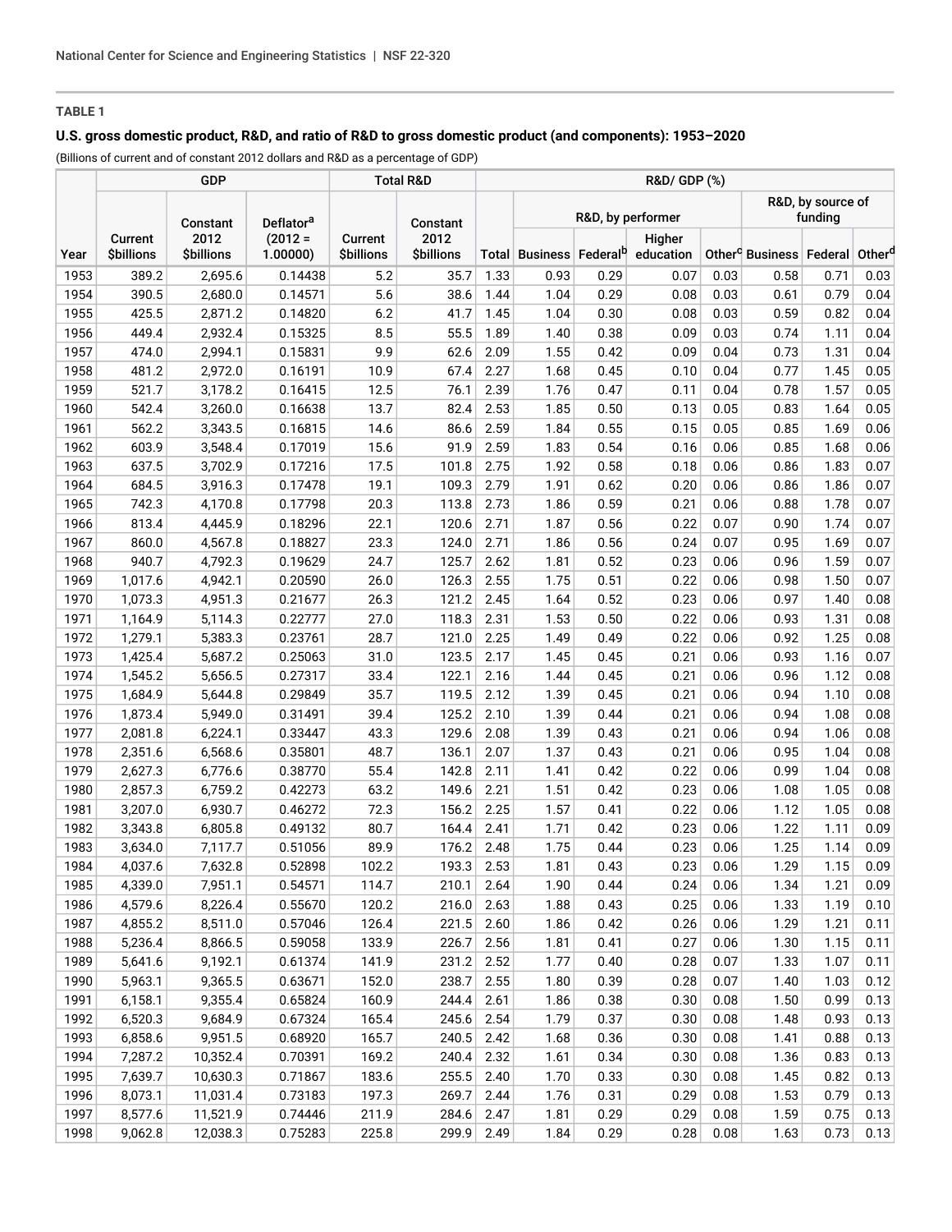**TABLE 1**

**U.S. gross domestic product, R&D, and ratio of R&D to gross domestic product (and components): 1953–2020**

(Billions of current and of constant 2012 dollars and R&D as a percentage of GDP)

| Year | GDP | | | Total R&D | | R&D/ GDP (%) | | | | | | | |
|---|---|---|---|---|---|---|---|---|---|---|---|---|---|
| | | | | | | | R&D, by performer | | | | R&D, by source of funding | | |
| | Current $billions | Constant 2012 $billions | Deflator[a] (2012 = 1.00000) | Current $billions | Constant 2012 $billions | Total | Business | Federal[b] | Higher education | Other[c] | Business | Federal | Other[d] |
| 1953 | 389.2 | 2,695.6 | 0.14438 | 5.2 | 35.7 | 1.33 | 0.93 | 0.29 | 0.07 | 0.03 | 0.58 | 0.71 | 0.03 |
| 1954 | 390.5 | 2,680.0 | 0.14571 | 5.6 | 38.6 | 1.44 | 1.04 | 0.29 | 0.08 | 0.03 | 0.61 | 0.79 | 0.04 |
| 1955 | 425.5 | 2,871.2 | 0.14820 | 6.2 | 41.7 | 1.45 | 1.04 | 0.30 | 0.08 | 0.03 | 0.59 | 0.82 | 0.04 |
| 1956 | 449.4 | 2,932.4 | 0.15325 | 8.5 | 55.5 | 1.89 | 1.40 | 0.38 | 0.09 | 0.03 | 0.74 | 1.11 | 0.04 |
| 1957 | 474.0 | 2,994.1 | 0.15831 | 9.9 | 62.6 | 2.09 | 1.55 | 0.42 | 0.09 | 0.04 | 0.73 | 1.31 | 0.04 |
| 1958 | 481.2 | 2,972.0 | 0.16191 | 10.9 | 67.4 | 2.27 | 1.68 | 0.45 | 0.10 | 0.04 | 0.77 | 1.45 | 0.05 |
| 1959 | 521.7 | 3,178.2 | 0.16415 | 12.5 | 76.1 | 2.39 | 1.76 | 0.47 | 0.11 | 0.04 | 0.78 | 1.57 | 0.05 |
| 1960 | 542.4 | 3,260.0 | 0.16638 | 13.7 | 82.4 | 2.53 | 1.85 | 0.50 | 0.13 | 0.05 | 0.83 | 1.64 | 0.05 |
| 1961 | 562.2 | 3,343.5 | 0.16815 | 14.6 | 86.6 | 2.59 | 1.84 | 0.55 | 0.15 | 0.05 | 0.85 | 1.69 | 0.06 |
| 1962 | 603.9 | 3,548.4 | 0.17019 | 15.6 | 91.9 | 2.59 | 1.83 | 0.54 | 0.16 | 0.06 | 0.85 | 1.68 | 0.06 |
| 1963 | 637.5 | 3,702.9 | 0.17216 | 17.5 | 101.8 | 2.75 | 1.92 | 0.58 | 0.18 | 0.06 | 0.86 | 1.83 | 0.07 |
| 1964 | 684.5 | 3,916.3 | 0.17478 | 19.1 | 109.3 | 2.79 | 1.91 | 0.62 | 0.20 | 0.06 | 0.86 | 1.86 | 0.07 |
| 1965 | 742.3 | 4,170.8 | 0.17798 | 20.3 | 113.8 | 2.73 | 1.86 | 0.59 | 0.21 | 0.06 | 0.88 | 1.78 | 0.07 |
| 1966 | 813.4 | 4,445.9 | 0.18296 | 22.1 | 120.6 | 2.71 | 1.87 | 0.56 | 0.22 | 0.07 | 0.90 | 1.74 | 0.07 |
| 1967 | 860.0 | 4,567.8 | 0.18827 | 23.3 | 124.0 | 2.71 | 1.86 | 0.56 | 0.24 | 0.07 | 0.95 | 1.69 | 0.07 |
| 1968 | 940.7 | 4,792.3 | 0.19629 | 24.7 | 125.7 | 2.62 | 1.81 | 0.52 | 0.23 | 0.06 | 0.96 | 1.59 | 0.07 |
| 1969 | 1,017.6 | 4,942.1 | 0.20590 | 26.0 | 126.3 | 2.55 | 1.75 | 0.51 | 0.22 | 0.06 | 0.98 | 1.50 | 0.07 |
| 1970 | 1,073.3 | 4,951.3 | 0.21677 | 26.3 | 121.2 | 2.45 | 1.64 | 0.52 | 0.23 | 0.06 | 0.97 | 1.40 | 0.08 |
| 1971 | 1,164.9 | 5,114.3 | 0.22777 | 27.0 | 118.3 | 2.31 | 1.53 | 0.50 | 0.22 | 0.06 | 0.93 | 1.31 | 0.08 |
| 1972 | 1,279.1 | 5,383.3 | 0.23761 | 28.7 | 121.0 | 2.25 | 1.49 | 0.49 | 0.22 | 0.06 | 0.92 | 1.25 | 0.08 |
| 1973 | 1,425.4 | 5,687.2 | 0.25063 | 31.0 | 123.5 | 2.17 | 1.45 | 0.45 | 0.21 | 0.06 | 0.93 | 1.16 | 0.07 |
| 1974 | 1,545.2 | 5,656.5 | 0.27317 | 33.4 | 122.1 | 2.16 | 1.44 | 0.45 | 0.21 | 0.06 | 0.96 | 1.12 | 0.08 |
| 1975 | 1,684.9 | 5,644.8 | 0.29849 | 35.7 | 119.5 | 2.12 | 1.39 | 0.45 | 0.21 | 0.06 | 0.94 | 1.10 | 0.08 |
| 1976 | 1,873.4 | 5,949.0 | 0.31491 | 39.4 | 125.2 | 2.10 | 1.39 | 0.44 | 0.21 | 0.06 | 0.94 | 1.08 | 0.08 |
| 1977 | 2,081.8 | 6,224.1 | 0.33447 | 43.3 | 129.6 | 2.08 | 1.39 | 0.43 | 0.21 | 0.06 | 0.94 | 1.06 | 0.08 |
| 1978 | 2,351.6 | 6,568.6 | 0.35801 | 48.7 | 136.1 | 2.07 | 1.37 | 0.43 | 0.21 | 0.06 | 0.95 | 1.04 | 0.08 |
| 1979 | 2,627.3 | 6,776.6 | 0.38770 | 55.4 | 142.8 | 2.11 | 1.41 | 0.42 | 0.22 | 0.06 | 0.99 | 1.04 | 0.08 |
| 1980 | 2,857.3 | 6,759.2 | 0.42273 | 63.2 | 149.6 | 2.21 | 1.51 | 0.42 | 0.23 | 0.06 | 1.08 | 1.05 | 0.08 |
| 1981 | 3,207.0 | 6,930.7 | 0.46272 | 72.3 | 156.2 | 2.25 | 1.57 | 0.41 | 0.22 | 0.06 | 1.12 | 1.05 | 0.08 |
| 1982 | 3,343.8 | 6,805.8 | 0.49132 | 80.7 | 164.4 | 2.41 | 1.71 | 0.42 | 0.23 | 0.06 | 1.22 | 1.11 | 0.09 |
| 1983 | 3,634.0 | 7,117.7 | 0.51056 | 89.9 | 176.2 | 2.48 | 1.75 | 0.44 | 0.23 | 0.06 | 1.25 | 1.14 | 0.09 |
| 1984 | 4,037.6 | 7,632.8 | 0.52898 | 102.2 | 193.3 | 2.53 | 1.81 | 0.43 | 0.23 | 0.06 | 1.29 | 1.15 | 0.09 |
| 1985 | 4,339.0 | 7,951.1 | 0.54571 | 114.7 | 210.1 | 2.64 | 1.90 | 0.44 | 0.24 | 0.06 | 1.34 | 1.21 | 0.09 |
| 1986 | 4,579.6 | 8,226.4 | 0.55670 | 120.2 | 216.0 | 2.63 | 1.88 | 0.43 | 0.25 | 0.06 | 1.33 | 1.19 | 0.10 |
| 1987 | 4,855.2 | 8,511.0 | 0.57046 | 126.4 | 221.5 | 2.60 | 1.86 | 0.42 | 0.26 | 0.06 | 1.29 | 1.21 | 0.11 |
| 1988 | 5,236.4 | 8,866.5 | 0.59058 | 133.9 | 226.7 | 2.56 | 1.81 | 0.41 | 0.27 | 0.06 | 1.30 | 1.15 | 0.11 |
| 1989 | 5,641.6 | 9,192.1 | 0.61374 | 141.9 | 231.2 | 2.52 | 1.77 | 0.40 | 0.28 | 0.07 | 1.33 | 1.07 | 0.11 |
| 1990 | 5,963.1 | 9,365.5 | 0.63671 | 152.0 | 238.7 | 2.55 | 1.80 | 0.39 | 0.28 | 0.07 | 1.40 | 1.03 | 0.12 |
| 1991 | 6,158.1 | 9,355.4 | 0.65824 | 160.9 | 244.4 | 2.61 | 1.86 | 0.38 | 0.30 | 0.08 | 1.50 | 0.99 | 0.13 |
| 1992 | 6,520.3 | 9,684.9 | 0.67324 | 165.4 | 245.6 | 2.54 | 1.79 | 0.37 | 0.30 | 0.08 | 1.48 | 0.93 | 0.13 |
| 1993 | 6,858.6 | 9,951.5 | 0.68920 | 165.7 | 240.5 | 2.42 | 1.68 | 0.36 | 0.30 | 0.08 | 1.41 | 0.88 | 0.13 |
| 1994 | 7,287.2 | 10,352.4 | 0.70391 | 169.2 | 240.4 | 2.32 | 1.61 | 0.34 | 0.30 | 0.08 | 1.36 | 0.83 | 0.13 |
| 1995 | 7,639.7 | 10,630.3 | 0.71867 | 183.6 | 255.5 | 2.40 | 1.70 | 0.33 | 0.30 | 0.08 | 1.45 | 0.82 | 0.13 |
| 1996 | 8,073.1 | 11,031.4 | 0.73183 | 197.3 | 269.7 | 2.44 | 1.76 | 0.31 | 0.29 | 0.08 | 1.53 | 0.79 | 0.13 |
| 1997 | 8,577.6 | 11,521.9 | 0.74446 | 211.9 | 284.6 | 2.47 | 1.81 | 0.29 | 0.29 | 0.08 | 1.59 | 0.75 | 0.13 |
| 1998 | 9,062.8 | 12,038.3 | 0.75283 | 225.8 | 299.9 | 2.49 | 1.84 | 0.29 | 0.28 | 0.08 | 1.63 | 0.73 | 0.13 |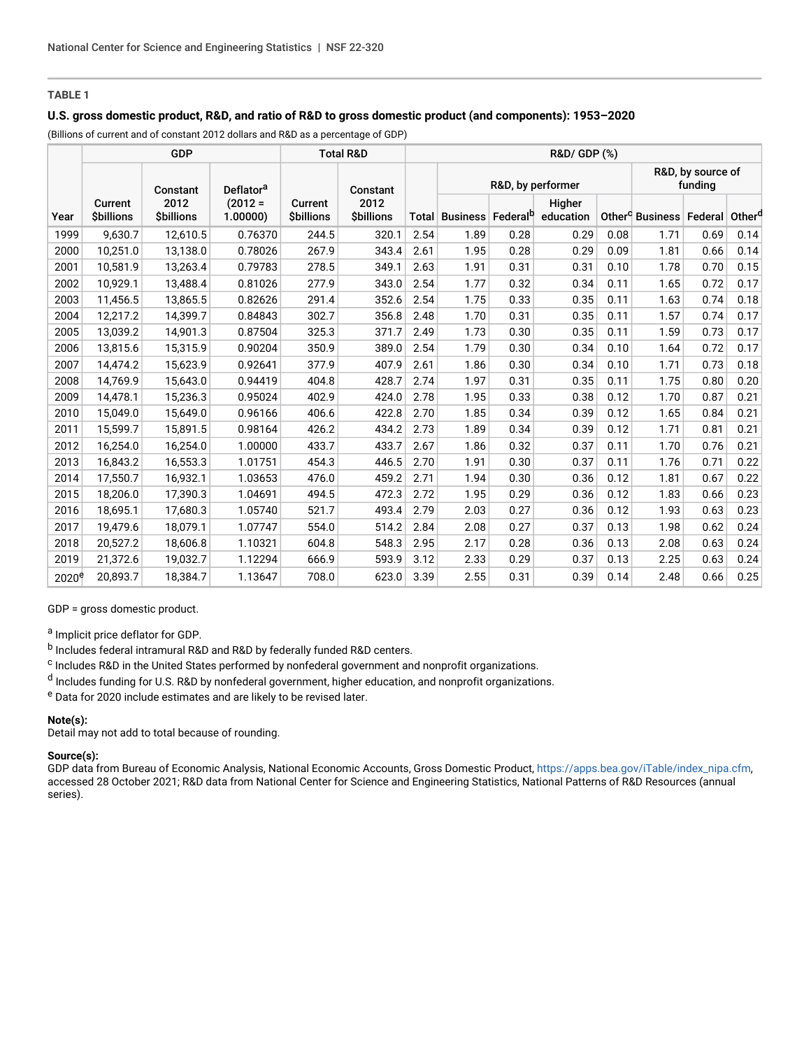**TABLE 1**

### U.S. gross domestic product, R&D, and ratio of R&D to gross domestic product (and components): 1953–2020

(Billions of current and of constant 2012 dollars and R&D as a percentage of GDP)

| | GDP | | | Total R&D | | R&D/ GDP (%) | | | | | | | |
|---|---|---|---|---|---|---|---|---|---|---|---|---|---|
| | | | | | | | R&D, by performer | | | | R&D, by source of funding | | |
| Year | Current $billions | Constant 2012 $billions | Deflator[a] (2012 = 1.00000) | Current $billions | Constant 2012 $billions | Total | Business | Federal[b] | Higher education | Other[c] | Business | Federal | Other[d] |
| 1999 | 9,630.7 | 12,610.5 | 0.76370 | 244.5 | 320.1 | 2.54 | 1.89 | 0.28 | 0.29 | 0.08 | 1.71 | 0.69 | 0.14 |
| 2000 | 10,251.0 | 13,138.0 | 0.78026 | 267.9 | 343.4 | 2.61 | 1.95 | 0.28 | 0.29 | 0.09 | 1.81 | 0.66 | 0.14 |
| 2001 | 10,581.9 | 13,263.4 | 0.79783 | 278.5 | 349.1 | 2.63 | 1.91 | 0.31 | 0.31 | 0.10 | 1.78 | 0.70 | 0.15 |
| 2002 | 10,929.1 | 13,488.4 | 0.81026 | 277.9 | 343.0 | 2.54 | 1.77 | 0.32 | 0.34 | 0.11 | 1.65 | 0.72 | 0.17 |
| 2003 | 11,456.5 | 13,865.5 | 0.82626 | 291.4 | 352.6 | 2.54 | 1.75 | 0.33 | 0.35 | 0.11 | 1.63 | 0.74 | 0.18 |
| 2004 | 12,217.2 | 14,399.7 | 0.84843 | 302.7 | 356.8 | 2.48 | 1.70 | 0.31 | 0.35 | 0.11 | 1.57 | 0.74 | 0.17 |
| 2005 | 13,039.2 | 14,901.3 | 0.87504 | 325.3 | 371.7 | 2.49 | 1.73 | 0.30 | 0.35 | 0.11 | 1.59 | 0.73 | 0.17 |
| 2006 | 13,815.6 | 15,315.9 | 0.90204 | 350.9 | 389.0 | 2.54 | 1.79 | 0.30 | 0.34 | 0.10 | 1.64 | 0.72 | 0.17 |
| 2007 | 14,474.2 | 15,623.9 | 0.92641 | 377.9 | 407.9 | 2.61 | 1.86 | 0.30 | 0.34 | 0.10 | 1.71 | 0.73 | 0.18 |
| 2008 | 14,769.9 | 15,643.0 | 0.94419 | 404.8 | 428.7 | 2.74 | 1.97 | 0.31 | 0.35 | 0.11 | 1.75 | 0.80 | 0.20 |
| 2009 | 14,478.1 | 15,236.3 | 0.95024 | 402.9 | 424.0 | 2.78 | 1.95 | 0.33 | 0.38 | 0.12 | 1.70 | 0.87 | 0.21 |
| 2010 | 15,049.0 | 15,649.0 | 0.96166 | 406.6 | 422.8 | 2.70 | 1.85 | 0.34 | 0.39 | 0.12 | 1.65 | 0.84 | 0.21 |
| 2011 | 15,599.7 | 15,891.5 | 0.98164 | 426.2 | 434.2 | 2.73 | 1.89 | 0.34 | 0.39 | 0.12 | 1.71 | 0.81 | 0.21 |
| 2012 | 16,254.0 | 16,254.0 | 1.00000 | 433.7 | 433.7 | 2.67 | 1.86 | 0.32 | 0.37 | 0.11 | 1.70 | 0.76 | 0.21 |
| 2013 | 16,843.2 | 16,553.3 | 1.01751 | 454.3 | 446.5 | 2.70 | 1.91 | 0.30 | 0.37 | 0.11 | 1.76 | 0.71 | 0.22 |
| 2014 | 17,550.7 | 16,932.1 | 1.03653 | 476.0 | 459.2 | 2.71 | 1.94 | 0.30 | 0.36 | 0.12 | 1.81 | 0.67 | 0.22 |
| 2015 | 18,206.0 | 17,390.3 | 1.04691 | 494.5 | 472.3 | 2.72 | 1.95 | 0.29 | 0.36 | 0.12 | 1.83 | 0.66 | 0.23 |
| 2016 | 18,695.1 | 17,680.3 | 1.05740 | 521.7 | 493.4 | 2.79 | 2.03 | 0.27 | 0.36 | 0.12 | 1.93 | 0.63 | 0.23 |
| 2017 | 19,479.6 | 18,079.1 | 1.07747 | 554.0 | 514.2 | 2.84 | 2.08 | 0.27 | 0.37 | 0.13 | 1.98 | 0.62 | 0.24 |
| 2018 | 20,527.2 | 18,606.8 | 1.10321 | 604.8 | 548.3 | 2.95 | 2.17 | 0.28 | 0.36 | 0.13 | 2.08 | 0.63 | 0.24 |
| 2019 | 21,372.6 | 19,032.7 | 1.12294 | 666.9 | 593.9 | 3.12 | 2.33 | 0.29 | 0.37 | 0.13 | 2.25 | 0.63 | 0.24 |
| 2020[e] | 20,893.7 | 18,384.7 | 1.13647 | 708.0 | 623.0 | 3.39 | 2.55 | 0.31 | 0.39 | 0.14 | 2.48 | 0.66 | 0.25 |

GDP = gross domestic product.

[a] Implicit price deflator for GDP.

[b] Includes federal intramural R&D and R&D by federally funded R&D centers.

[c] Includes R&D in the United States performed by nonfederal government and nonprofit organizations.

[d] Includes funding for U.S. R&D by nonfederal government, higher education, and nonprofit organizations.

[e] Data for 2020 include estimates and are likely to be revised later.

**Note(s):**
Detail may not add to total because of rounding.

**Source(s):**
GDP data from Bureau of Economic Analysis, National Economic Accounts, Gross Domestic Product, https://apps.bea.gov/iTable/index_nipa.cfm, accessed 28 October 2021; R&D data from National Center for Science and Engineering Statistics, National Patterns of R&D Resources (annual series).